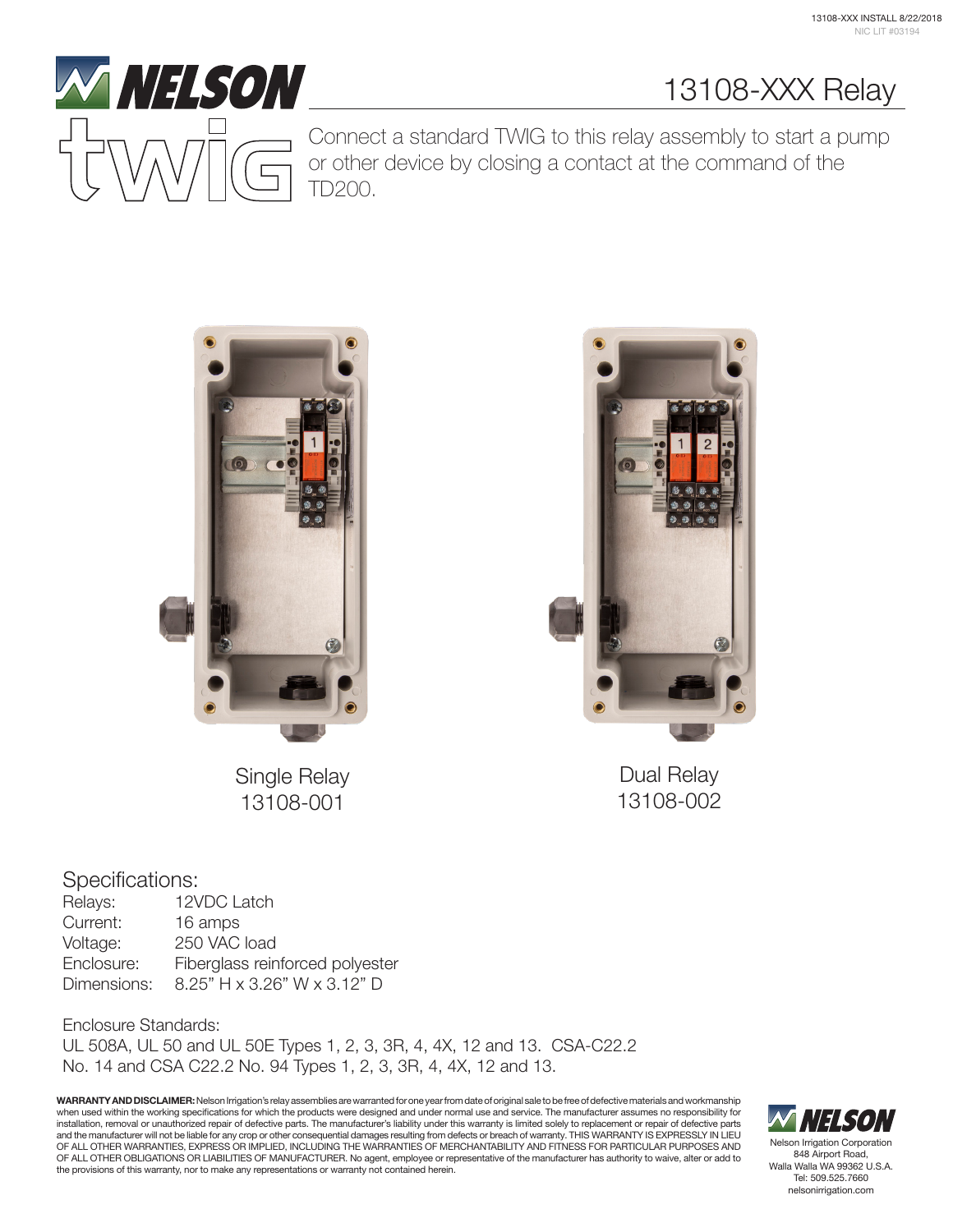# 13108-XXX Relay

Connect a standard TWIG to this relay assembly to start a pump or other device by closing a contact at the command of the TD200.

Single Relay
13108-001

Dual Relay
13108-002

## Specifications:

| | |
|---|---|
| Relays: | 12VDC Latch |
| Current: | 16 amps |
| Voltage: | 250 VAC load |
| Enclosure: | Fiberglass reinforced polyester |
| Dimensions: | 8.25" H x 3.26" W x 3.12" D |

Enclosure Standards:
UL 508A, UL 50 and UL 50E Types 1, 2, 3, 3R, 4, 4X, 12 and 13. CSA-C22.2 No. 14 and CSA C22.2 No. 94 Types 1, 2, 3, 3R, 4, 4X, 12 and 13.

**WARRANTY AND DISCLAIMER:** Nelson Irrigation's relay assemblies are warranted for one year from date of original sale to be free of defective materials and workmanship when used within the working specifications for which the products were designed and under normal use and service. The manufacturer assumes no responsibility for installation, removal or unauthorized repair of defective parts. The manufacturer's liability under this warranty is limited solely to replacement or repair of defective parts and the manufacturer will not be liable for any crop or other consequential damages resulting from defects or breach of warranty. THIS WARRANTY IS EXPRESSLY IN LIEU OF ALL OTHER WARRANTIES, EXPRESS OR IMPLIED, INCLUDING THE WARRANTIES OF MERCHANTABILITY AND FITNESS FOR PARTICULAR PURPOSES AND OF ALL OTHER OBLIGATIONS OR LIABILITIES OF MANUFACTURER. No agent, employee or representative of the manufacturer has authority to waive, alter or add to the provisions of this warranty, nor to make any representations or warranty not contained herein.

Nelson Irrigation Corporation
848 Airport Road,
Walla Walla WA 99362 U.S.A.
Tel: 509.525.7660
nelsonirrigation.com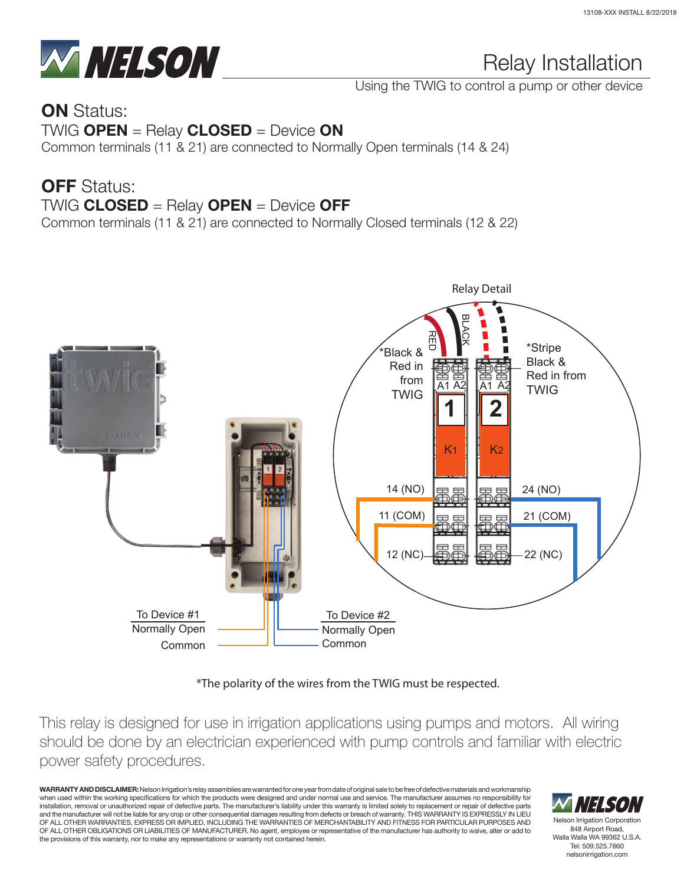# Relay Installation

Using the TWIG to control a pump or other device

**ON** Status:

TWIG **OPEN** = Relay **CLOSED** = Device **ON**

Common terminals (11 & 21) are connected to Normally Open terminals (14 & 24)

**OFF** Status:

TWIG **CLOSED** = Relay **OPEN** = Device **OFF**

Common terminals (11 & 21) are connected to Normally Closed terminals (12 & 22)

Relay Detail

RED

BLACK

*Black & Red in from TWIG

*Stripe Black & Red in from TWIG

A1 A2

A1 A2

1

2

K1

K2

14 (NO)

11 (COM)

12 (NC)

24 (NO)

21 (COM)

22 (NC)

To Device #1

Normally Open

Common

To Device #2

Normally Open

Common

*The polarity of the wires from the TWIG must be respected.

This relay is designed for use in irrigation applications using pumps and motors. All wiring should be done by an electrician experienced with pump controls and familiar with electric power safety procedures.

**WARRANTY AND DISCLAIMER:** Nelson Irrigation's relay assemblies are warranted for one year from date of original sale to be free of defective materials and workmanship when used within the working specifications for which the products were designed and under normal use and service. The manufacturer assumes no responsibility for installation, removal or unauthorized repair of defective parts. The manufacturer's liability under this warranty is limited solely to replacement or repair of defective parts and the manufacturer will not be liable for any crop or other consequential damages resulting from defects or breach of warranty. THIS WARRANTY IS EXPRESSLY IN LIEU OF ALL OTHER WARRANTIES, EXPRESS OR IMPLIED, INCLUDING THE WARRANTIES OF MERCHANTABILITY AND FITNESS FOR PARTICULAR PURPOSES AND OF ALL OTHER OBLIGATIONS OR LIABILITIES OF MANUFACTURER. No agent, employee or representative of the manufacturer has authority to waive, alter or add to the provisions of this warranty, nor to make any representations or warranty not contained herein.

Nelson Irrigation Corporation
848 Airport Road,
Walla Walla WA 99362 U.S.A.
Tel: 509.525.7660
nelsonirrigation.com